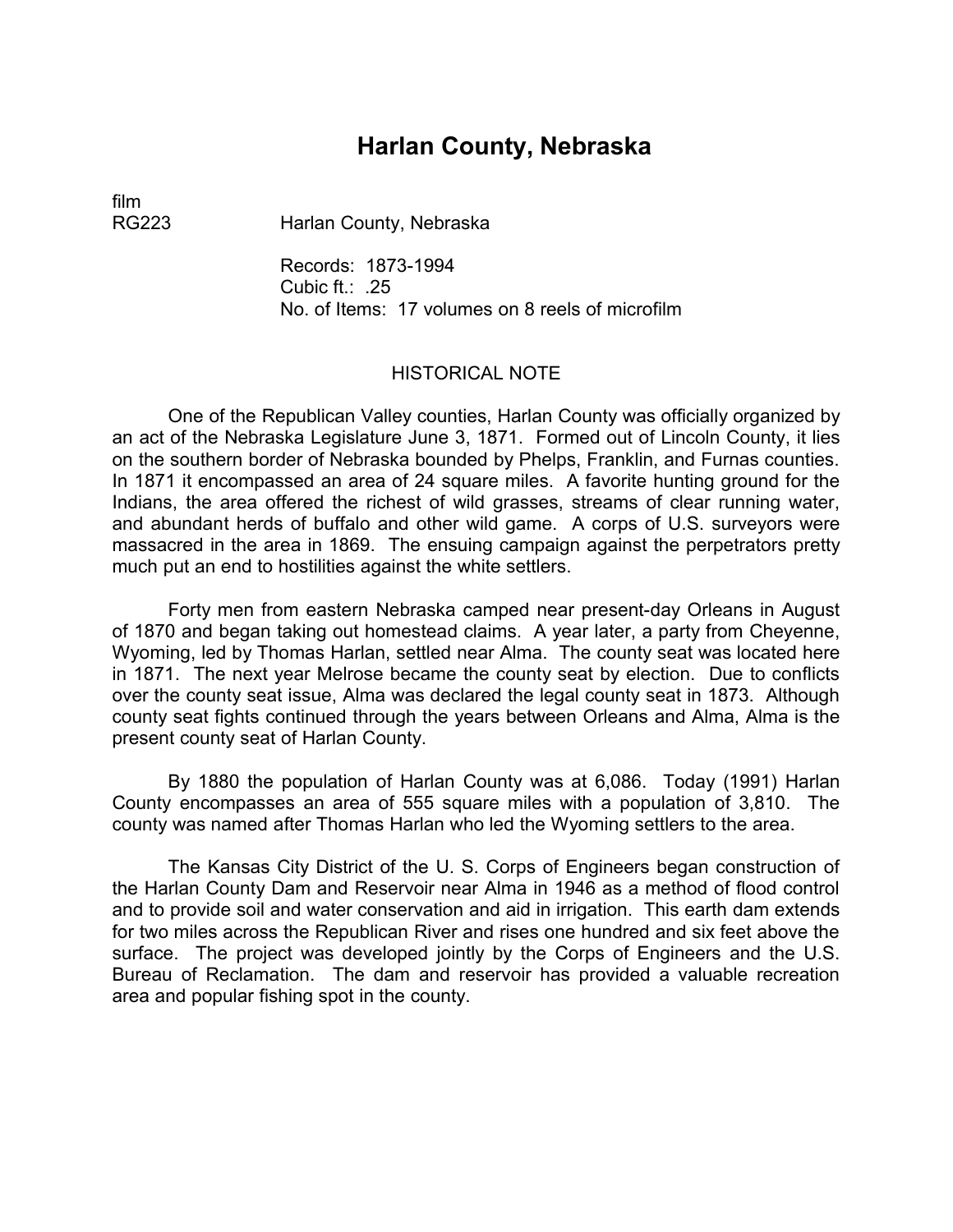# Harlan County, Nebraska

film
RG223 Harlan County, Nebraska

Records: 1873-1994
Cubic ft.: .25
No. of Items: 17 volumes on 8 reels of microfilm

## HISTORICAL NOTE

One of the Republican Valley counties, Harlan County was officially organized by an act of the Nebraska Legislature June 3, 1871. Formed out of Lincoln County, it lies on the southern border of Nebraska bounded by Phelps, Franklin, and Furnas counties. In 1871 it encompassed an area of 24 square miles. A favorite hunting ground for the Indians, the area offered the richest of wild grasses, streams of clear running water, and abundant herds of buffalo and other wild game. A corps of U.S. surveyors were massacred in the area in 1869. The ensuing campaign against the perpetrators pretty much put an end to hostilities against the white settlers.

Forty men from eastern Nebraska camped near present-day Orleans in August of 1870 and began taking out homestead claims. A year later, a party from Cheyenne, Wyoming, led by Thomas Harlan, settled near Alma. The county seat was located here in 1871. The next year Melrose became the county seat by election. Due to conflicts over the county seat issue, Alma was declared the legal county seat in 1873. Although county seat fights continued through the years between Orleans and Alma, Alma is the present county seat of Harlan County.

By 1880 the population of Harlan County was at 6,086. Today (1991) Harlan County encompasses an area of 555 square miles with a population of 3,810. The county was named after Thomas Harlan who led the Wyoming settlers to the area.

The Kansas City District of the U. S. Corps of Engineers began construction of the Harlan County Dam and Reservoir near Alma in 1946 as a method of flood control and to provide soil and water conservation and aid in irrigation. This earth dam extends for two miles across the Republican River and rises one hundred and six feet above the surface. The project was developed jointly by the Corps of Engineers and the U.S. Bureau of Reclamation. The dam and reservoir has provided a valuable recreation area and popular fishing spot in the county.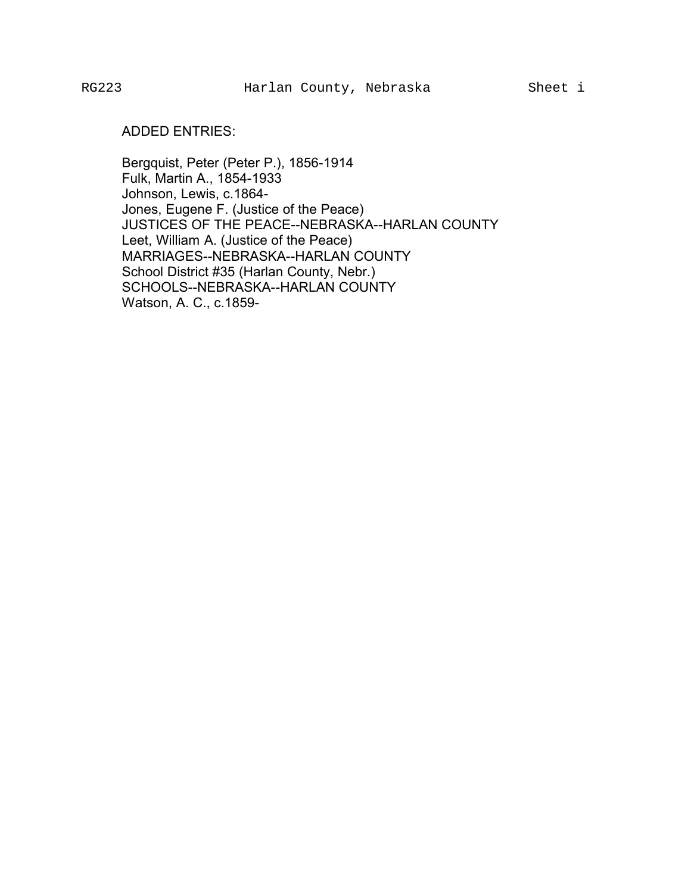ADDED ENTRIES:

Bergquist, Peter (Peter P.), 1856-1914
Fulk, Martin A., 1854-1933
Johnson, Lewis, c.1864-
Jones, Eugene F. (Justice of the Peace)
JUSTICES OF THE PEACE--NEBRASKA--HARLAN COUNTY
Leet, William A. (Justice of the Peace)
MARRIAGES--NEBRASKA--HARLAN COUNTY
School District #35 (Harlan County, Nebr.)
SCHOOLS--NEBRASKA--HARLAN COUNTY
Watson, A. C., c.1859-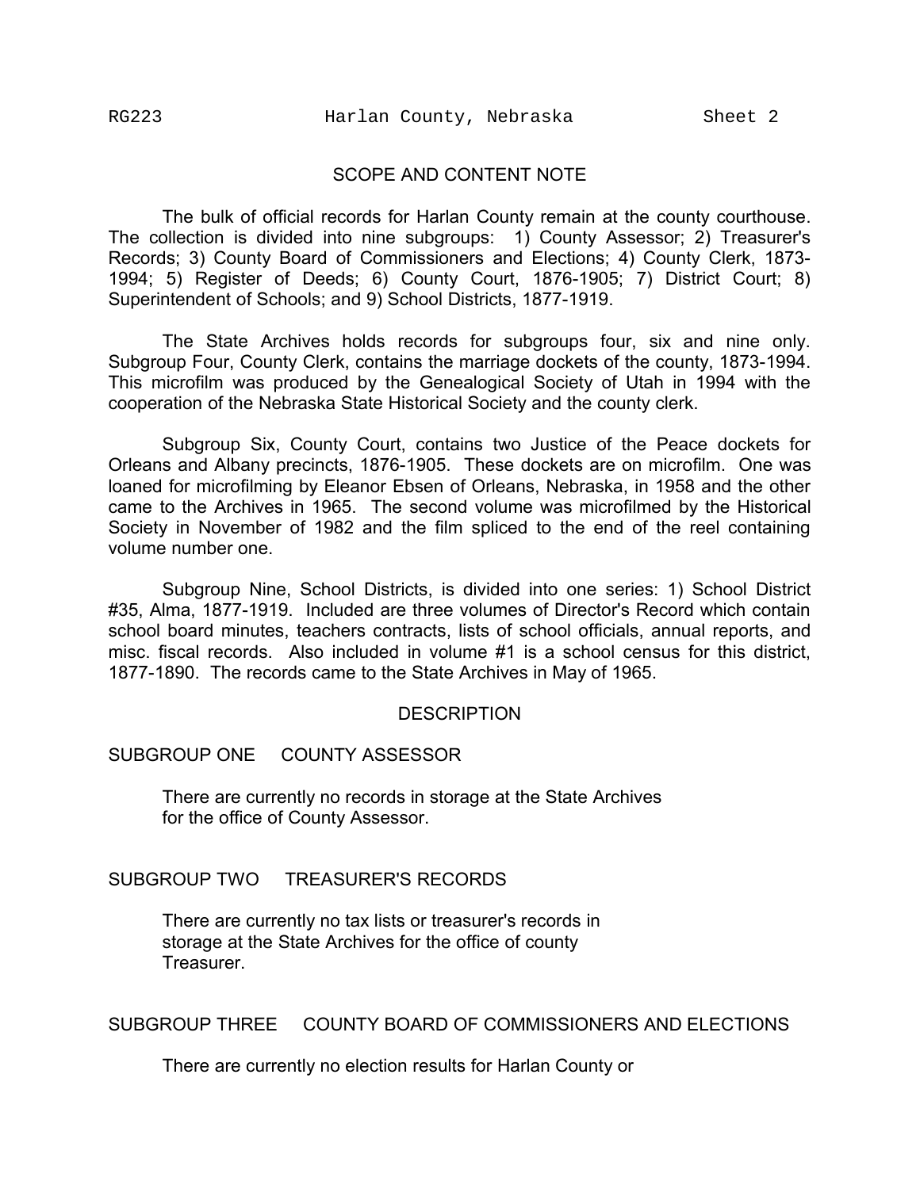## SCOPE AND CONTENT NOTE

The bulk of official records for Harlan County remain at the county courthouse. The collection is divided into nine subgroups: 1) County Assessor; 2) Treasurer's Records; 3) County Board of Commissioners and Elections; 4) County Clerk, 1873-1994; 5) Register of Deeds; 6) County Court, 1876-1905; 7) District Court; 8) Superintendent of Schools; and 9) School Districts, 1877-1919.

The State Archives holds records for subgroups four, six and nine only. Subgroup Four, County Clerk, contains the marriage dockets of the county, 1873-1994. This microfilm was produced by the Genealogical Society of Utah in 1994 with the cooperation of the Nebraska State Historical Society and the county clerk.

Subgroup Six, County Court, contains two Justice of the Peace dockets for Orleans and Albany precincts, 1876-1905. These dockets are on microfilm. One was loaned for microfilming by Eleanor Ebsen of Orleans, Nebraska, in 1958 and the other came to the Archives in 1965. The second volume was microfilmed by the Historical Society in November of 1982 and the film spliced to the end of the reel containing volume number one.

Subgroup Nine, School Districts, is divided into one series: 1) School District #35, Alma, 1877-1919. Included are three volumes of Director's Record which contain school board minutes, teachers contracts, lists of school officials, annual reports, and misc. fiscal records. Also included in volume #1 is a school census for this district, 1877-1890. The records came to the State Archives in May of 1965.

## DESCRIPTION

### SUBGROUP ONE COUNTY ASSESSOR

There are currently no records in storage at the State Archives for the office of County Assessor.

### SUBGROUP TWO TREASURER'S RECORDS

There are currently no tax lists or treasurer's records in storage at the State Archives for the office of county Treasurer.

### SUBGROUP THREE COUNTY BOARD OF COMMISSIONERS AND ELECTIONS

There are currently no election results for Harlan County or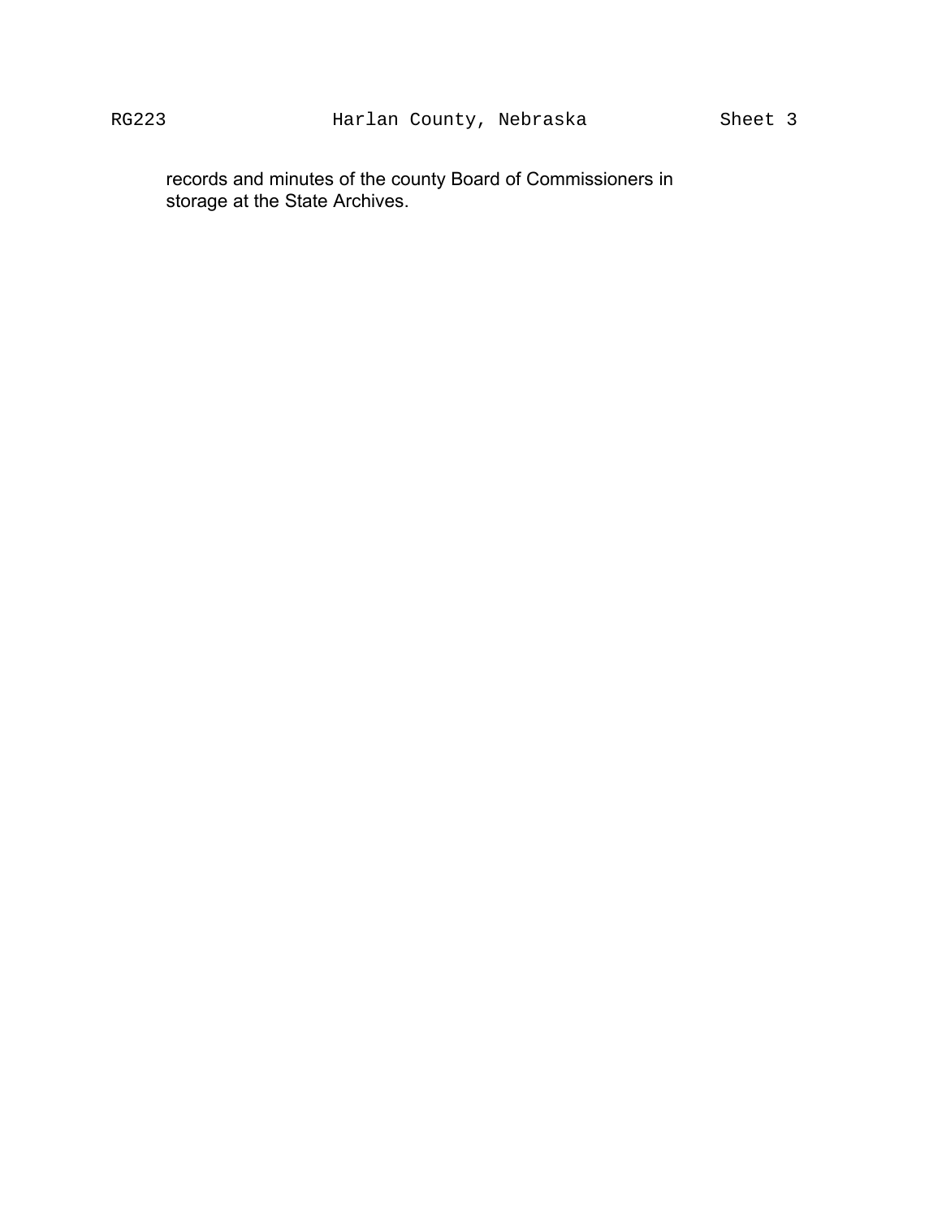records and minutes of the county Board of Commissioners in storage at the State Archives.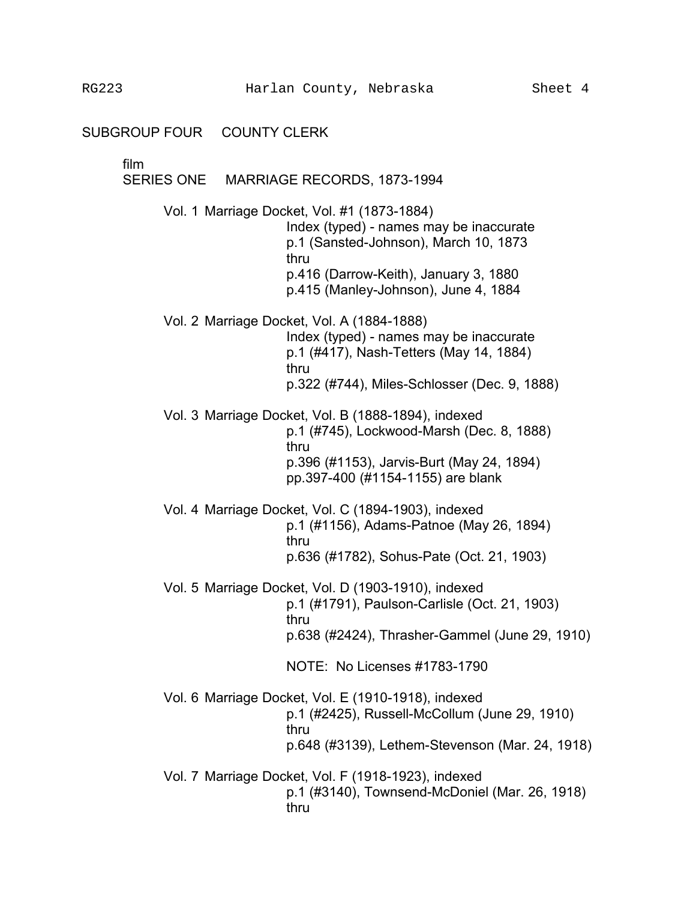## SUBGROUP FOUR COUNTY CLERK

film

### SERIES ONE MARRIAGE RECORDS, 1873-1994

Vol. 1 Marriage Docket, Vol. #1 (1873-1884)
Index (typed) - names may be inaccurate
p.1 (Sansted-Johnson), March 10, 1873
thru
p.416 (Darrow-Keith), January 3, 1880
p.415 (Manley-Johnson), June 4, 1884

Vol. 2 Marriage Docket, Vol. A (1884-1888)
Index (typed) - names may be inaccurate
p.1 (#417), Nash-Tetters (May 14, 1884)
thru
p.322 (#744), Miles-Schlosser (Dec. 9, 1888)

Vol. 3 Marriage Docket, Vol. B (1888-1894), indexed
p.1 (#745), Lockwood-Marsh (Dec. 8, 1888)
thru
p.396 (#1153), Jarvis-Burt (May 24, 1894)
pp.397-400 (#1154-1155) are blank

Vol. 4 Marriage Docket, Vol. C (1894-1903), indexed
p.1 (#1156), Adams-Patnoe (May 26, 1894)
thru
p.636 (#1782), Sohus-Pate (Oct. 21, 1903)

Vol. 5 Marriage Docket, Vol. D (1903-1910), indexed
p.1 (#1791), Paulson-Carlisle (Oct. 21, 1903)
thru
p.638 (#2424), Thrasher-Gammel (June 29, 1910)

NOTE: No Licenses #1783-1790

Vol. 6 Marriage Docket, Vol. E (1910-1918), indexed
p.1 (#2425), Russell-McCollum (June 29, 1910)
thru
p.648 (#3139), Lethem-Stevenson (Mar. 24, 1918)

Vol. 7 Marriage Docket, Vol. F (1918-1923), indexed
p.1 (#3140), Townsend-McDoniel (Mar. 26, 1918)
thru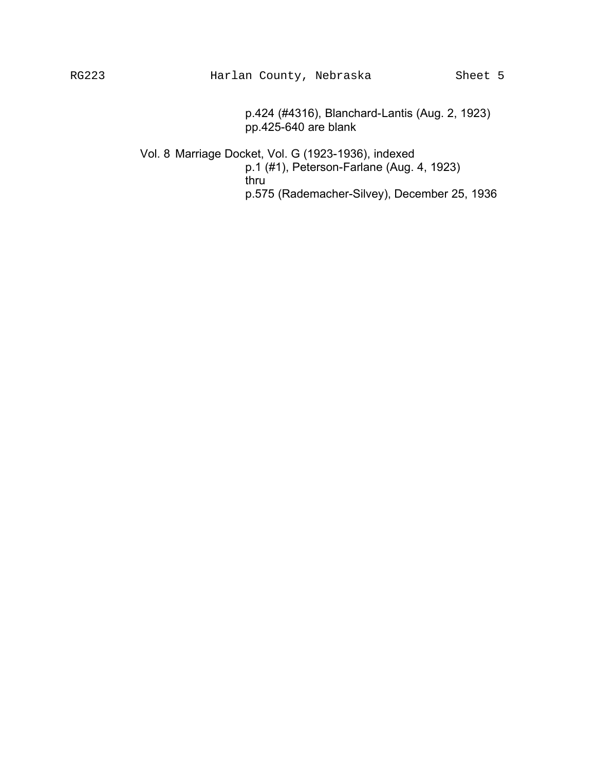p.424 (#4316), Blanchard-Lantis (Aug. 2, 1923)
pp.425-640 are blank

Vol. 8 Marriage Docket, Vol. G (1923-1936), indexed
p.1 (#1), Peterson-Farlane (Aug. 4, 1923)
thru
p.575 (Rademacher-Silvey), December 25, 1936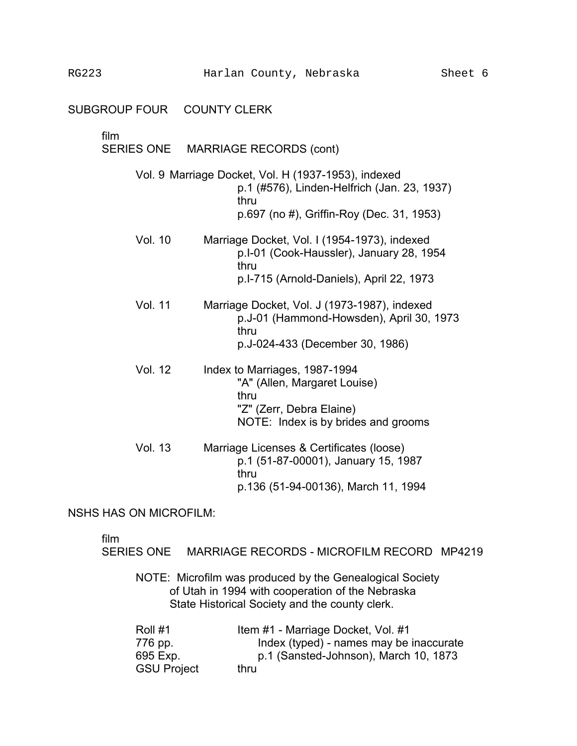SUBGROUP FOUR COUNTY CLERK

film
SERIES ONE MARRIAGE RECORDS (cont)

Vol. 9 Marriage Docket, Vol. H (1937-1953), indexed
p.1 (#576), Linden-Helfrich (Jan. 23, 1937)
thru
p.697 (no #), Griffin-Roy (Dec. 31, 1953)

Vol. 10 Marriage Docket, Vol. I (1954-1973), indexed
p.I-01 (Cook-Haussler), January 28, 1954
thru
p.I-715 (Arnold-Daniels), April 22, 1973

Vol. 11 Marriage Docket, Vol. J (1973-1987), indexed
p.J-01 (Hammond-Howsden), April 30, 1973
thru
p.J-024-433 (December 30, 1986)

Vol. 12 Index to Marriages, 1987-1994
"A" (Allen, Margaret Louise)
thru
"Z" (Zerr, Debra Elaine)
NOTE: Index is by brides and grooms

Vol. 13 Marriage Licenses & Certificates (loose)
p.1 (51-87-00001), January 15, 1987
thru
p.136 (51-94-00136), March 11, 1994

NSHS HAS ON MICROFILM:

film
SERIES ONE MARRIAGE RECORDS - MICROFILM RECORD MP4219

NOTE: Microfilm was produced by the Genealogical Society of Utah in 1994 with cooperation of the Nebraska State Historical Society and the county clerk.

Roll #1
776 pp.
695 Exp.
GSU Project

Item #1 - Marriage Docket, Vol. #1
Index (typed) - names may be inaccurate
p.1 (Sansted-Johnson), March 10, 1873
thru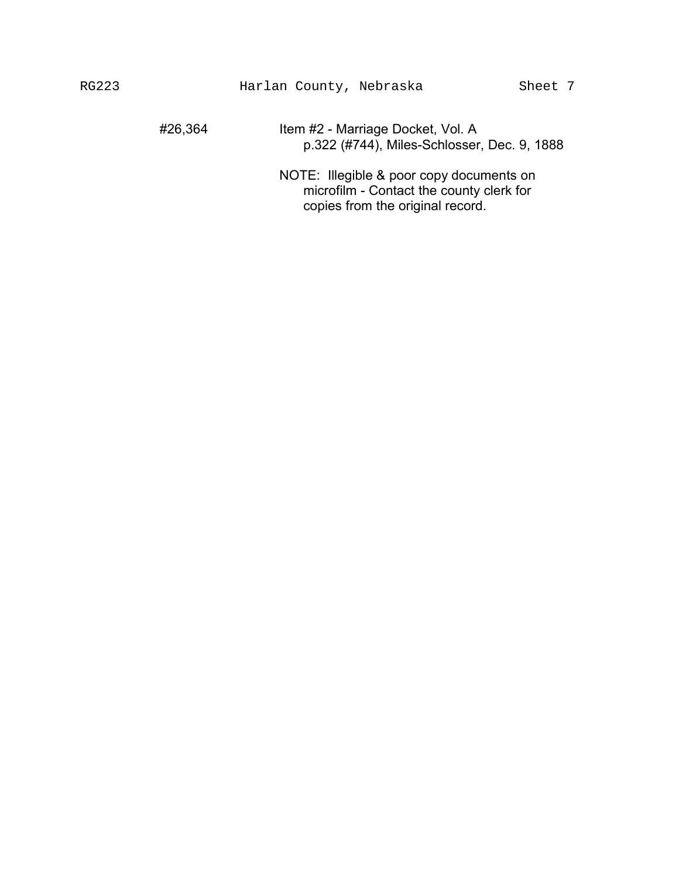#26,364 Item #2 - Marriage Docket, Vol. A
p.322 (#744), Miles-Schlosser, Dec. 9, 1888

NOTE: Illegible & poor copy documents on microfilm - Contact the county clerk for copies from the original record.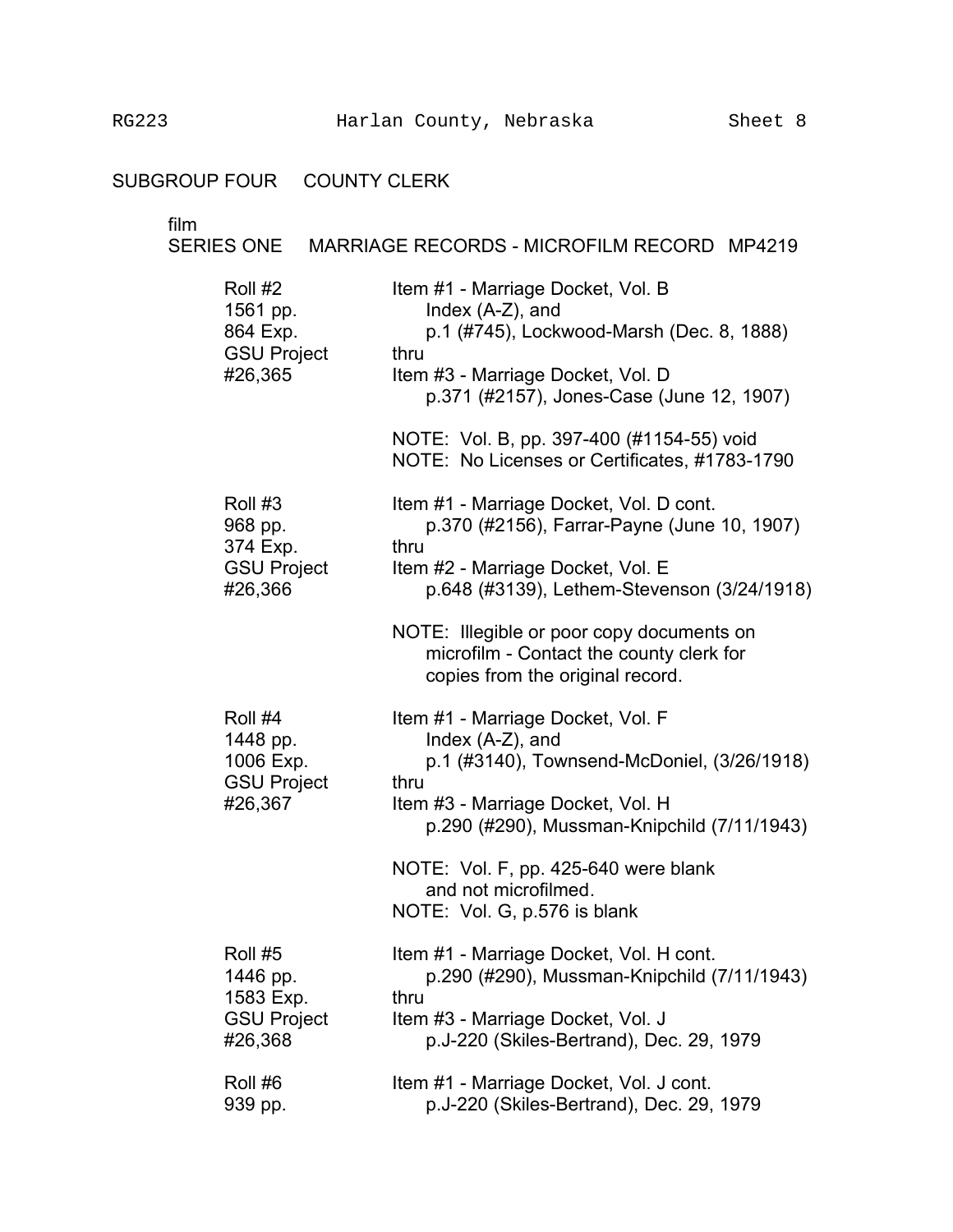SUBGROUP FOUR COUNTY CLERK

film
SERIES ONE MARRIAGE RECORDS - MICROFILM RECORD MP4219

| | |
|---|---|
| Roll #2<br>1561 pp.<br>864 Exp.<br>GSU Project<br>#26,365 | Item #1 - Marriage Docket, Vol. B<br>Index (A-Z), and<br>p.1 (#745), Lockwood-Marsh (Dec. 8, 1888)<br>thru<br>Item #3 - Marriage Docket, Vol. D<br>p.371 (#2157), Jones-Case (June 12, 1907)<br><br>NOTE: Vol. B, pp. 397-400 (#1154-55) void<br>NOTE: No Licenses or Certificates, #1783-1790 |
| Roll #3<br>968 pp.<br>374 Exp.<br>GSU Project<br>#26,366 | Item #1 - Marriage Docket, Vol. D cont.<br>p.370 (#2156), Farrar-Payne (June 10, 1907)<br>thru<br>Item #2 - Marriage Docket, Vol. E<br>p.648 (#3139), Lethem-Stevenson (3/24/1918)<br><br>NOTE: Illegible or poor copy documents on microfilm - Contact the county clerk for copies from the original record. |
| Roll #4<br>1448 pp.<br>1006 Exp.<br>GSU Project<br>#26,367 | Item #1 - Marriage Docket, Vol. F<br>Index (A-Z), and<br>p.1 (#3140), Townsend-McDoniel, (3/26/1918)<br>thru<br>Item #3 - Marriage Docket, Vol. H<br>p.290 (#290), Mussman-Knipchild (7/11/1943)<br><br>NOTE: Vol. F, pp. 425-640 were blank and not microfilmed.<br>NOTE: Vol. G, p.576 is blank |
| Roll #5<br>1446 pp.<br>1583 Exp.<br>GSU Project<br>#26,368 | Item #1 - Marriage Docket, Vol. H cont.<br>p.290 (#290), Mussman-Knipchild (7/11/1943)<br>thru<br>Item #3 - Marriage Docket, Vol. J<br>p.J-220 (Skiles-Bertrand), Dec. 29, 1979 |
| Roll #6<br>939 pp. | Item #1 - Marriage Docket, Vol. J cont.<br>p.J-220 (Skiles-Bertrand), Dec. 29, 1979 |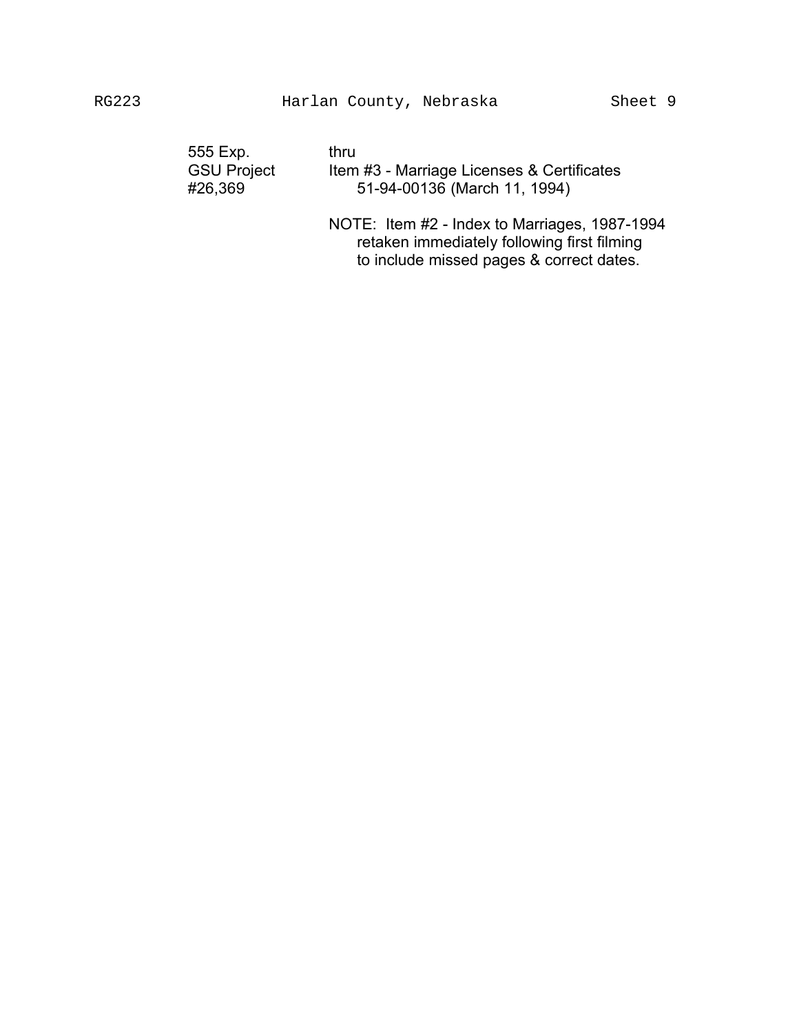| | |
|---|---|
| 555 Exp. | thru |
| GSU Project | Item #3 - Marriage Licenses & Certificates |
| #26,369 | 51-94-00136 (March 11, 1994) |
| | NOTE: Item #2 - Index to Marriages, 1987-1994 retaken immediately following first filming to include missed pages & correct dates. |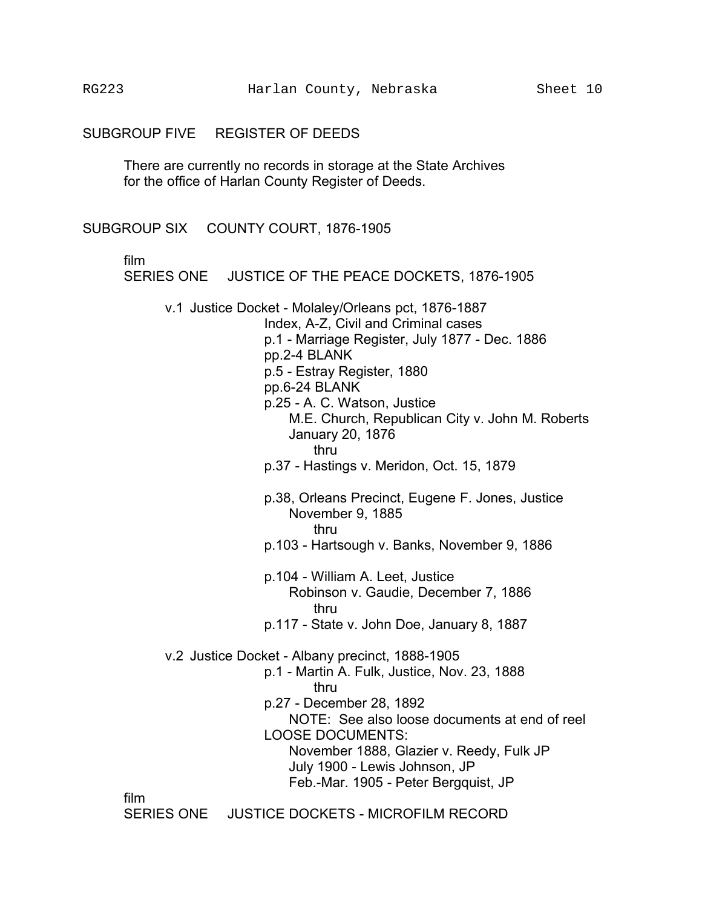## SUBGROUP FIVE REGISTER OF DEEDS

There are currently no records in storage at the State Archives for the office of Harlan County Register of Deeds.

## SUBGROUP SIX COUNTY COURT, 1876-1905

film
### SERIES ONE JUSTICE OF THE PEACE DOCKETS, 1876-1905

v.1 Justice Docket - Molaley/Orleans pct, 1876-1887
- Index, A-Z, Civil and Criminal cases
- p.1 - Marriage Register, July 1877 - Dec. 1886
- pp.2-4 BLANK
- p.5 - Estray Register, 1880
- pp.6-24 BLANK
- p.25 - A. C. Watson, Justice
  - M.E. Church, Republican City v. John M. Roberts
  - January 20, 1876
  - thru
- p.37 - Hastings v. Meridon, Oct. 15, 1879

- p.38, Orleans Precinct, Eugene F. Jones, Justice
  - November 9, 1885
  - thru
- p.103 - Hartsough v. Banks, November 9, 1886

- p.104 - William A. Leet, Justice
  - Robinson v. Gaudie, December 7, 1886
  - thru
- p.117 - State v. John Doe, January 8, 1887

v.2 Justice Docket - Albany precinct, 1888-1905
- p.1 - Martin A. Fulk, Justice, Nov. 23, 1888
  - thru
- p.27 - December 28, 1892
  - NOTE: See also loose documents at end of reel
- LOOSE DOCUMENTS:
  - November 1888, Glazier v. Reedy, Fulk JP
  - July 1900 - Lewis Johnson, JP
  - Feb.-Mar. 1905 - Peter Bergquist, JP

film
### SERIES ONE JUSTICE DOCKETS - MICROFILM RECORD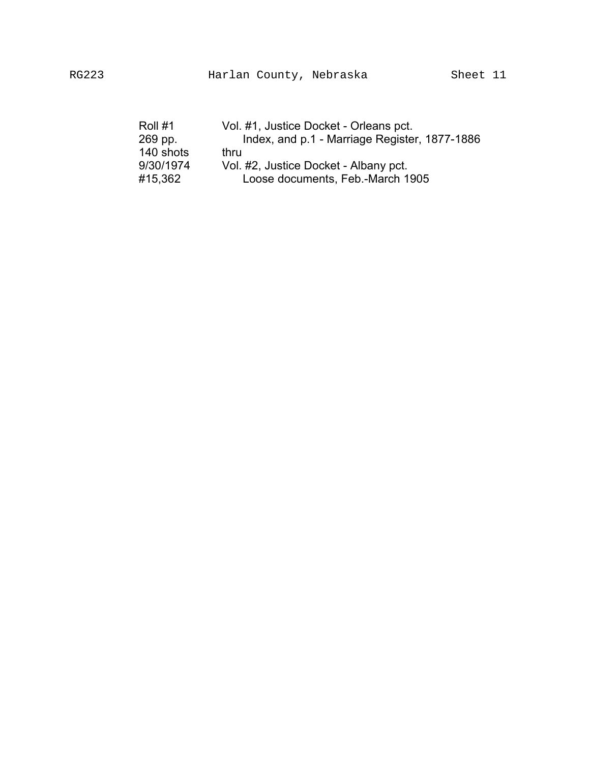| | |
|---|---|
| Roll #1 | Vol. #1, Justice Docket - Orleans pct. |
| 269 pp. | Index, and p.1 - Marriage Register, 1877-1886 |
| 140 shots | thru |
| 9/30/1974 | Vol. #2, Justice Docket - Albany pct. |
| #15,362 | Loose documents, Feb.-March 1905 |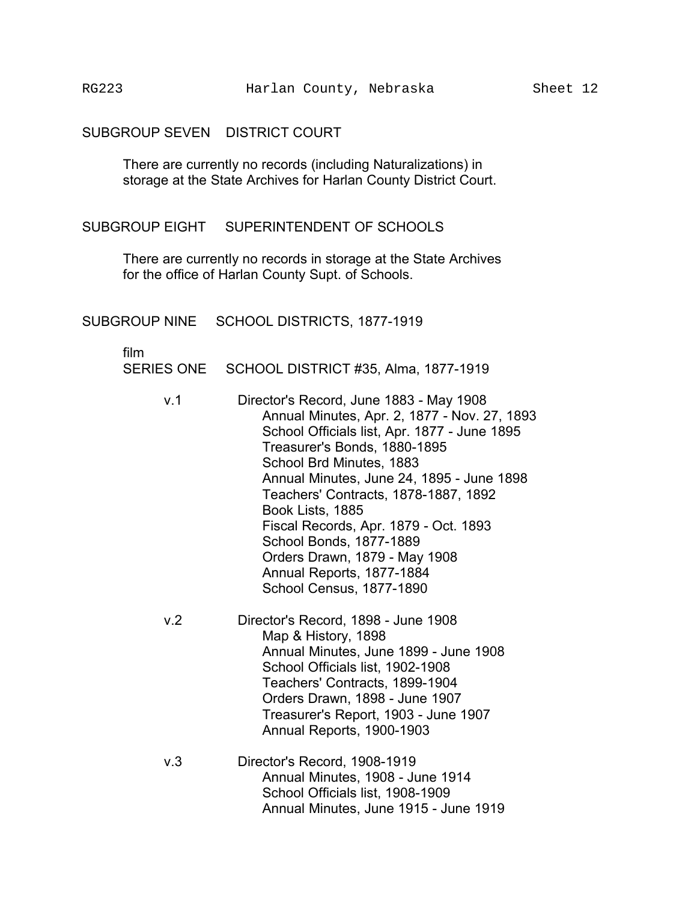## SUBGROUP SEVEN DISTRICT COURT

There are currently no records (including Naturalizations) in storage at the State Archives for Harlan County District Court.

## SUBGROUP EIGHT SUPERINTENDENT OF SCHOOLS

There are currently no records in storage at the State Archives for the office of Harlan County Supt. of Schools.

## SUBGROUP NINE SCHOOL DISTRICTS, 1877-1919

film
### SERIES ONE SCHOOL DISTRICT #35, Alma, 1877-1919

v.1 Director's Record, June 1883 - May 1908
- Annual Minutes, Apr. 2, 1877 - Nov. 27, 1893
- School Officials list, Apr. 1877 - June 1895
- Treasurer's Bonds, 1880-1895
- School Brd Minutes, 1883
- Annual Minutes, June 24, 1895 - June 1898
- Teachers' Contracts, 1878-1887, 1892
- Book Lists, 1885
- Fiscal Records, Apr. 1879 - Oct. 1893
- School Bonds, 1877-1889
- Orders Drawn, 1879 - May 1908
- Annual Reports, 1877-1884
- School Census, 1877-1890

v.2 Director's Record, 1898 - June 1908
- Map & History, 1898
- Annual Minutes, June 1899 - June 1908
- School Officials list, 1902-1908
- Teachers' Contracts, 1899-1904
- Orders Drawn, 1898 - June 1907
- Treasurer's Report, 1903 - June 1907
- Annual Reports, 1900-1903

v.3 Director's Record, 1908-1919
- Annual Minutes, 1908 - June 1914
- School Officials list, 1908-1909
- Annual Minutes, June 1915 - June 1919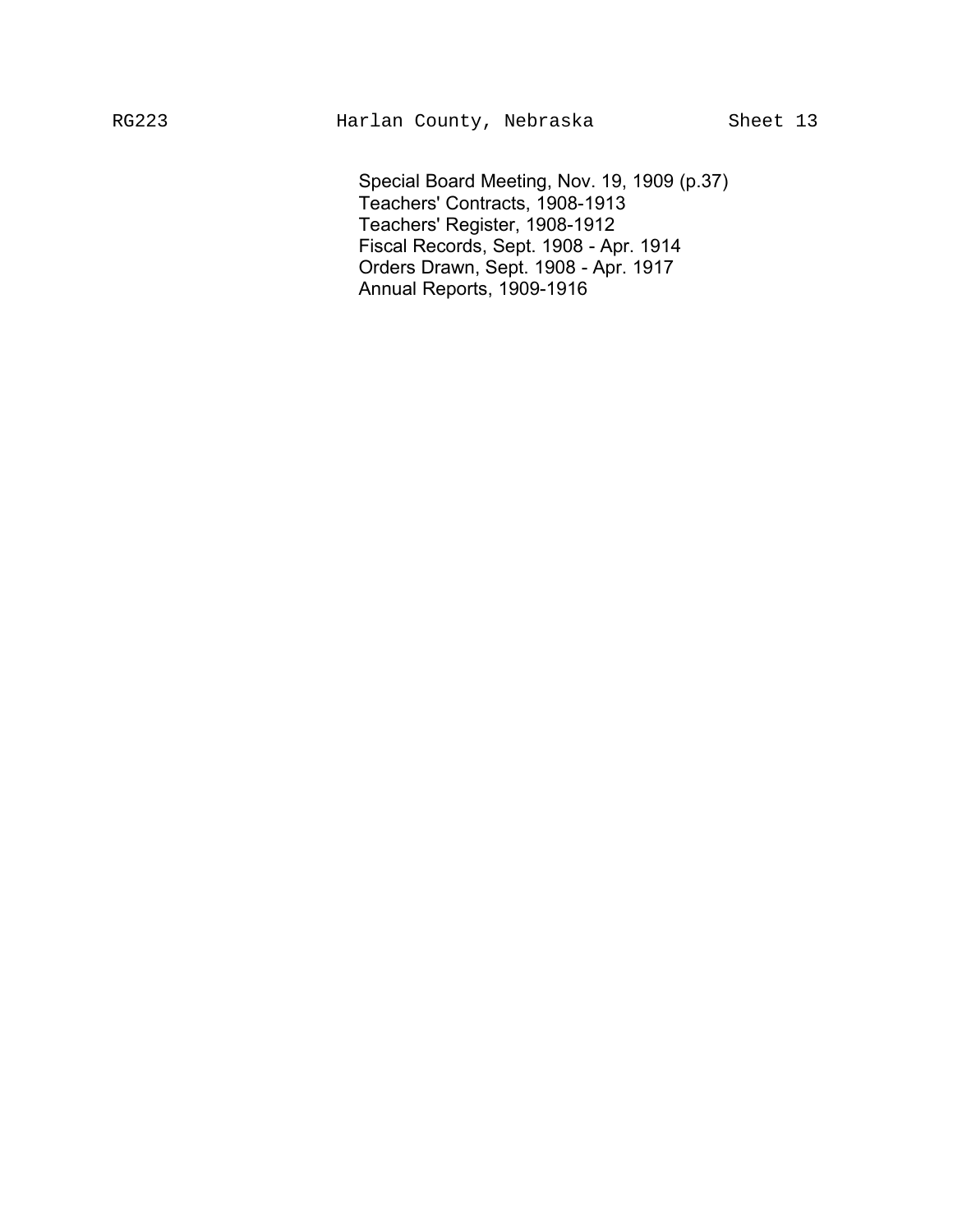Special Board Meeting, Nov. 19, 1909 (p.37)
Teachers' Contracts, 1908-1913
Teachers' Register, 1908-1912
Fiscal Records, Sept. 1908 - Apr. 1914
Orders Drawn, Sept. 1908 - Apr. 1917
Annual Reports, 1909-1916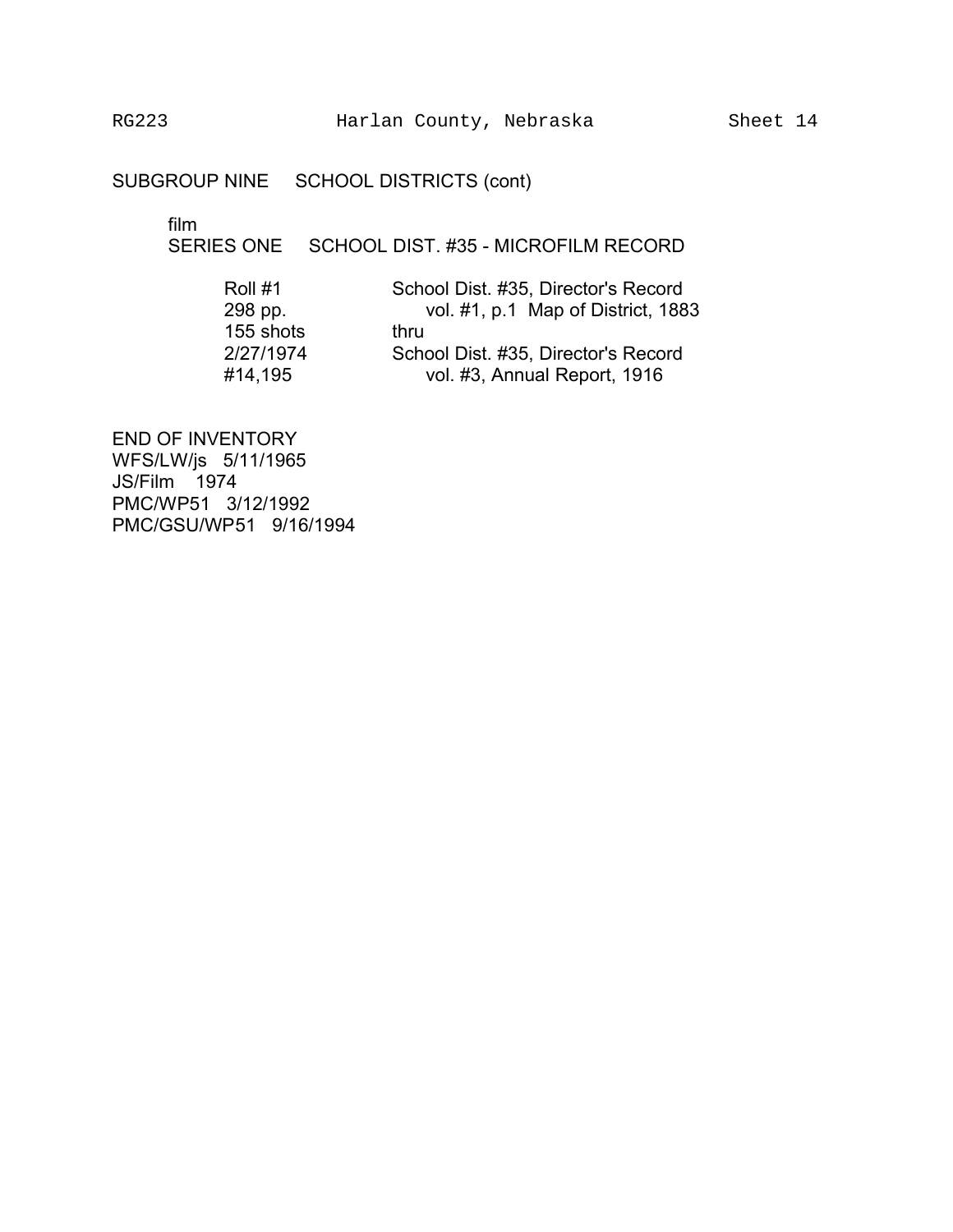SUBGROUP NINE SCHOOL DISTRICTS (cont)

film
SERIES ONE SCHOOL DIST. #35 - MICROFILM RECORD

| | |
|---|---|
| Roll #1 | School Dist. #35, Director's Record |
| 298 pp. | vol. #1, p.1 Map of District, 1883 |
| 155 shots | thru |
| 2/27/1974 | School Dist. #35, Director's Record |
| #14,195 | vol. #3, Annual Report, 1916 |

END OF INVENTORY
WFS/LW/js 5/11/1965
JS/Film 1974
PMC/WP51 3/12/1992
PMC/GSU/WP51 9/16/1994